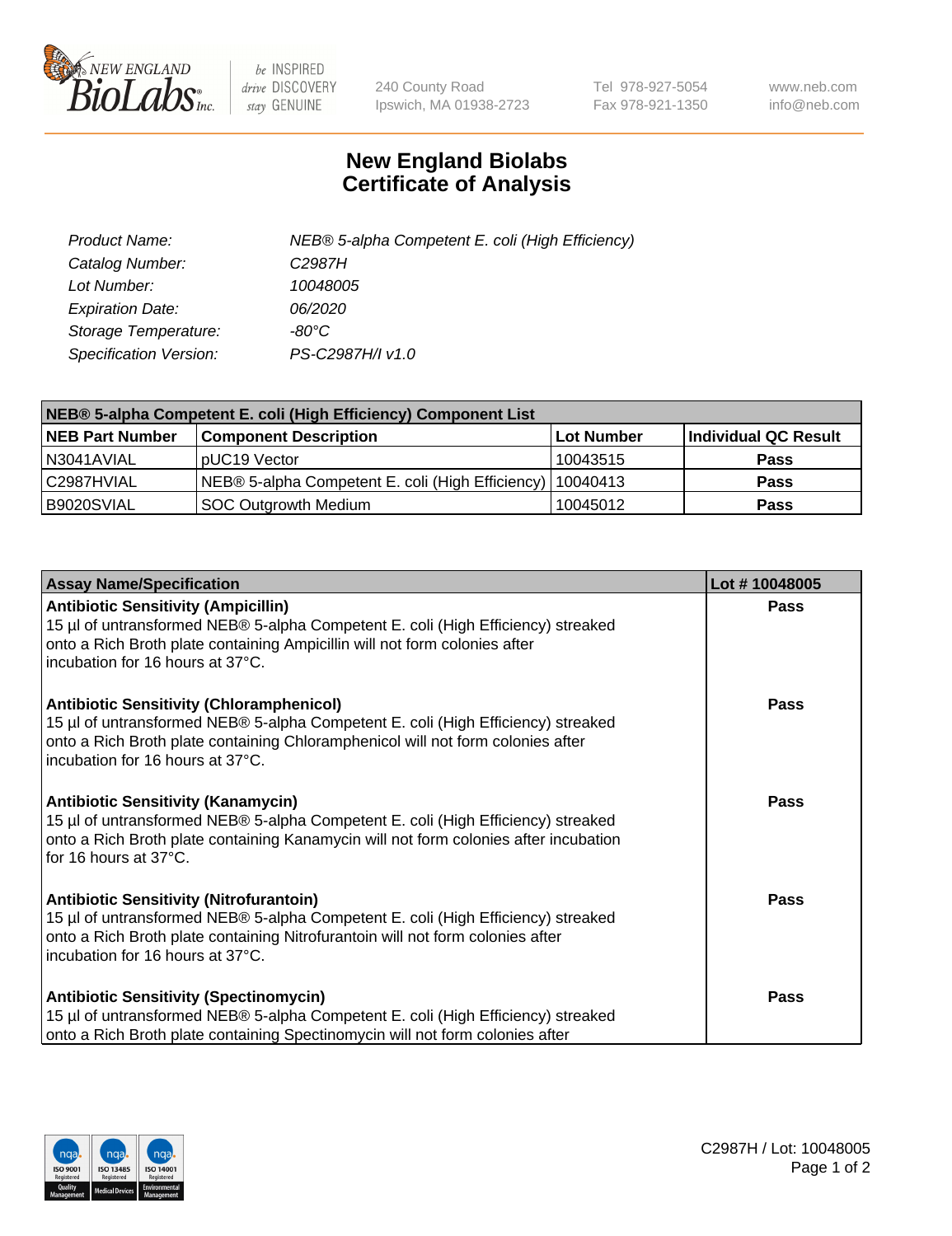# New England Biolabs
# Certificate of Analysis

| | |
|---|---|
| *Product Name:* | *NEB® 5-alpha Competent E. coli (High Efficiency)* |
| *Catalog Number:* | *C2987H* |
| *Lot Number:* | *10048005* |
| *Expiration Date:* | *06/2020* |
| *Storage Temperature:* | *-80°C* |
| *Specification Version:* | *PS-C2987H/I v1.0* |

| NEB® 5-alpha Competent E. coli (High Efficiency) Component List | | | |
|---|---|---|---|
| **NEB Part Number** | **Component Description** | **Lot Number** | **Individual QC Result** |
| N3041AVIAL | pUC19 Vector | 10043515 | **Pass** |
| C2987HVIAL | NEB® 5-alpha Competent E. coli (High Efficiency) | 10040413 | **Pass** |
| B9020SVIAL | SOC Outgrowth Medium | 10045012 | **Pass** |

| Assay Name/Specification | Lot # 10048005 |
|---|---|
| **Antibiotic Sensitivity (Ampicillin)**<br>15 µl of untransformed NEB® 5-alpha Competent E. coli (High Efficiency) streaked onto a Rich Broth plate containing Ampicillin will not form colonies after incubation for 16 hours at 37°C. | **Pass** |
| **Antibiotic Sensitivity (Chloramphenicol)**<br>15 µl of untransformed NEB® 5-alpha Competent E. coli (High Efficiency) streaked onto a Rich Broth plate containing Chloramphenicol will not form colonies after incubation for 16 hours at 37°C. | **Pass** |
| **Antibiotic Sensitivity (Kanamycin)**<br>15 µl of untransformed NEB® 5-alpha Competent E. coli (High Efficiency) streaked onto a Rich Broth plate containing Kanamycin will not form colonies after incubation for 16 hours at 37°C. | **Pass** |
| **Antibiotic Sensitivity (Nitrofurantoin)**<br>15 µl of untransformed NEB® 5-alpha Competent E. coli (High Efficiency) streaked onto a Rich Broth plate containing Nitrofurantoin will not form colonies after incubation for 16 hours at 37°C. | **Pass** |
| **Antibiotic Sensitivity (Spectinomycin)**<br>15 µl of untransformed NEB® 5-alpha Competent E. coli (High Efficiency) streaked onto a Rich Broth plate containing Spectinomycin will not form colonies after | **Pass** |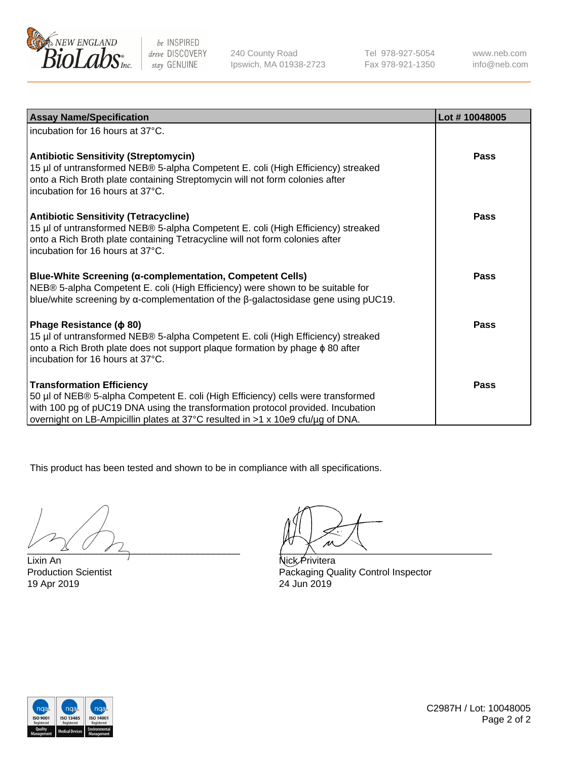| Assay Name/Specification | Lot # 10048005 |
|---|---|
| incubation for 16 hours at 37°C. | |
| **Antibiotic Sensitivity (Streptomycin)**<br>15 µl of untransformed NEB® 5-alpha Competent E. coli (High Efficiency) streaked onto a Rich Broth plate containing Streptomycin will not form colonies after incubation for 16 hours at 37°C. | **Pass** |
| **Antibiotic Sensitivity (Tetracycline)**<br>15 µl of untransformed NEB® 5-alpha Competent E. coli (High Efficiency) streaked onto a Rich Broth plate containing Tetracycline will not form colonies after incubation for 16 hours at 37°C. | **Pass** |
| **Blue-White Screening (α-complementation, Competent Cells)**<br>NEB® 5-alpha Competent E. coli (High Efficiency) were shown to be suitable for blue/white screening by α-complementation of the β-galactosidase gene using pUC19. | **Pass** |
| **Phage Resistance (ϕ 80)**<br>15 µl of untransformed NEB® 5-alpha Competent E. coli (High Efficiency) streaked onto a Rich Broth plate does not support plaque formation by phage ϕ 80 after incubation for 16 hours at 37°C. | **Pass** |
| **Transformation Efficiency**<br>50 µl of NEB® 5-alpha Competent E. coli (High Efficiency) cells were transformed with 100 pg of pUC19 DNA using the transformation protocol provided. Incubation overnight on LB-Ampicillin plates at 37°C resulted in >1 x 10e9 cfu/µg of DNA. | **Pass** |

This product has been tested and shown to be in compliance with all specifications.

Lixin An
Production Scientist
19 Apr 2019

Nick Privitera
Packaging Quality Control Inspector
24 Jun 2019

C2987H / Lot: 10048005